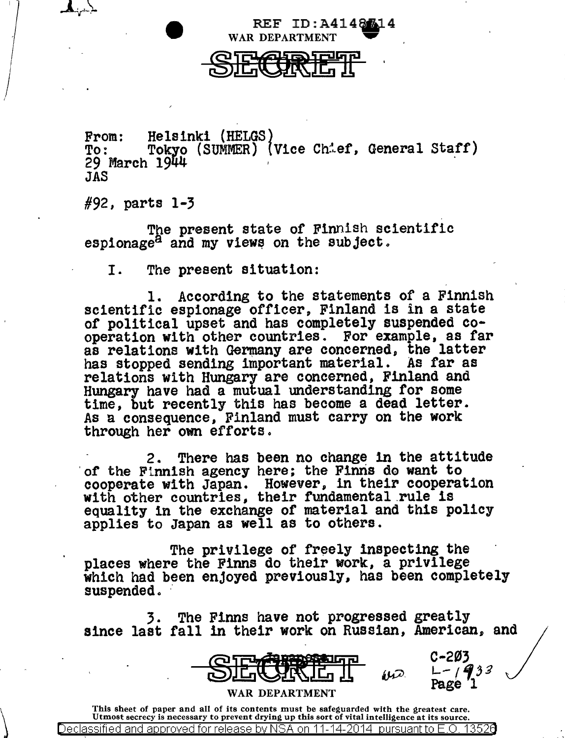REF ID:A4148714

WAR DEPARTMENT

SECRET

From: Helsinki (HELGS)
To: Tokyo (SUMMER) (Vice Chief, General Staff)
29 March 1944
JAS

#92, parts 1-3

The present state of Finnish scientific espionage[a] and my views on the subject.

I. The present situation:

1. According to the statements of a Finnish scientific espionage officer, Finland is in a state of political upset and has completely suspended co-operation with other countries. For example, as far as relations with Germany are concerned, the latter has stopped sending important material. As far as relations with Hungary are concerned, Finland and Hungary have had a mutual understanding for some time, but recently this has become a dead letter. As a consequence, Finland must carry on the work through her own efforts.

2. There has been no change in the attitude of the Finnish agency here; the Finns do want to cooperate with Japan. However, in their cooperation with other countries, their fundamental rule is equality in the exchange of material and this policy applies to Japan as well as to others.

The privilege of freely inspecting the places where the Finns do their work, a privilege which had been enjoyed previously, has been completely suspended.

3. The Finns have not progressed greatly since last fall in their work on Russian, American, and

SECRET Japanese

C-203
L-1933

WAR DEPARTMENT

This sheet of paper and all of its contents must be safeguarded with the greatest care. Utmost secrecy is necessary to prevent drying up this sort of vital intelligence at its source.

Declassified and approved for release by NSA on 11-14-2014 pursuant to E.O. 13526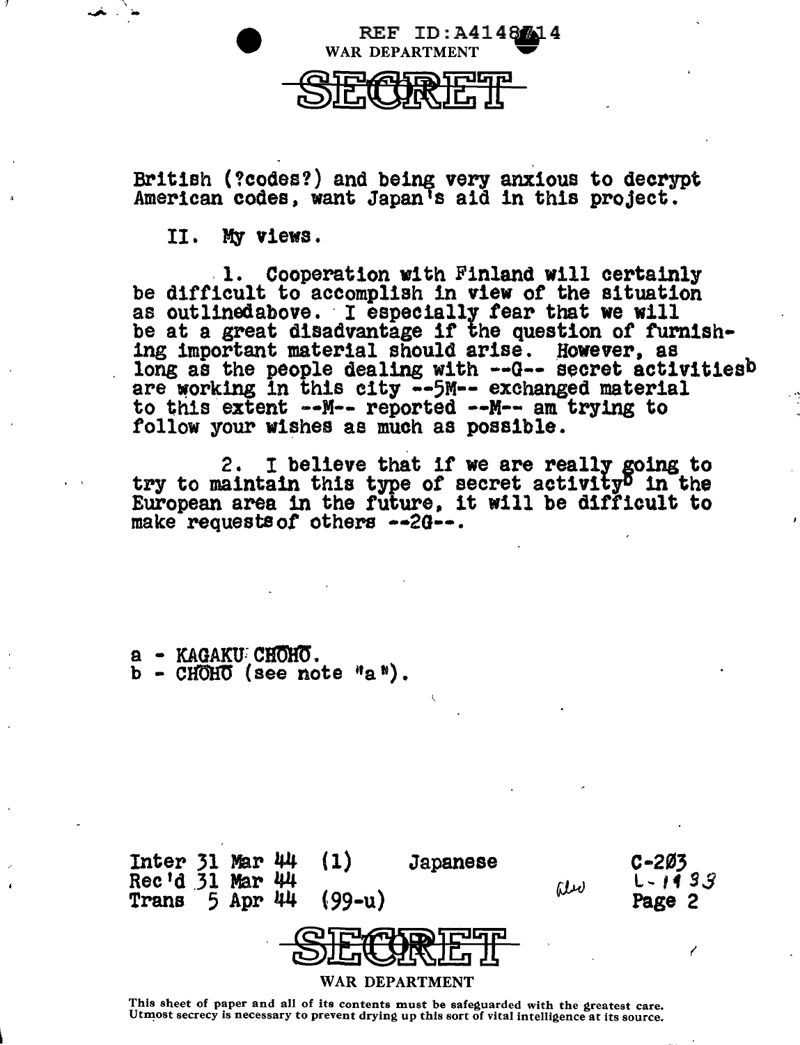British (?codes?) and being very anxious to decrypt American codes, want Japan's aid in this project.

II. My views.

1. Cooperation with Finland will certainly be difficult to accomplish in view of the situation as outlinedabove. I especially fear that we will be at a great disadvantage if the question of furnishing important material should arise. However, as long as the people dealing with --G-- secret activities[b] are working in this city --5M-- exchanged material to this extent --M-- reported --M-- am trying to follow your wishes as much as possible.

2. I believe that if we are really going to try to maintain this type of secret activity[b] in the European area in the future, it will be difficult to make requestsof others --2G--.

a - KAGAKU CHŌHŌ.
b - CHŌHŌ (see note "a").

Inter 31 Mar 44 (1) Japanese C-2Ø3
Rec'd 31 Mar 44 L-1133
Trans 5 Apr 44 (99-u)

WAR DEPARTMENT

This sheet of paper and all of its contents must be safeguarded with the greatest care. Utmost secrecy is necessary to prevent drying up this sort of vital intelligence at its source.